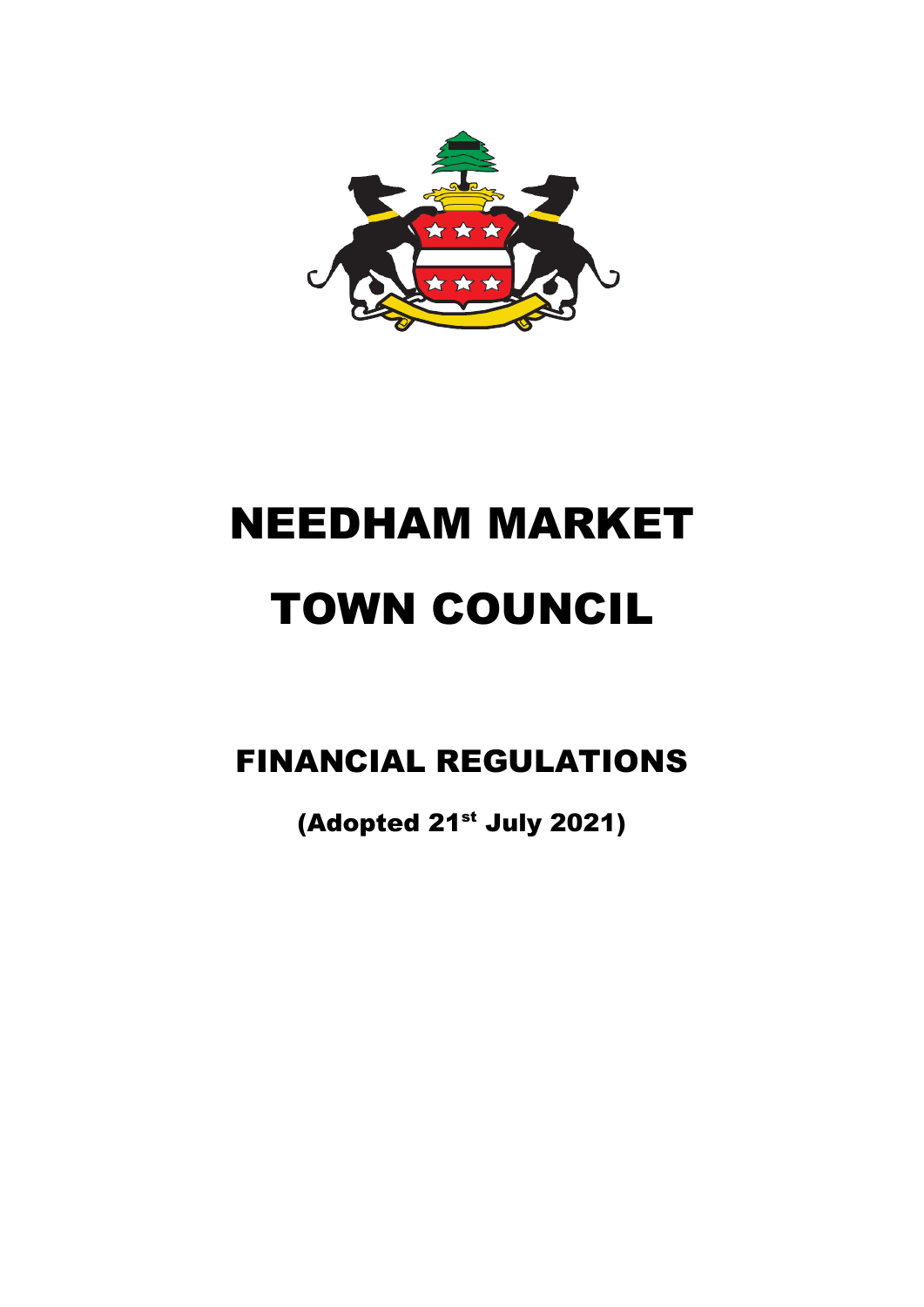# NEEDHAM MARKET

# TOWN COUNCIL

## FINANCIAL REGULATIONS

**(Adopted 21st July 2021)**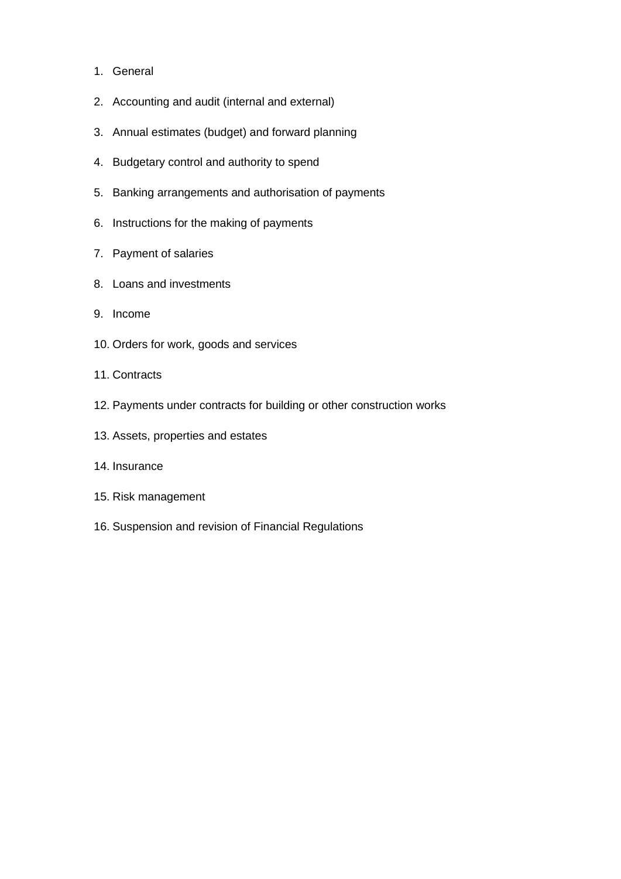1. General
2. Accounting and audit (internal and external)
3. Annual estimates (budget) and forward planning
4. Budgetary control and authority to spend
5. Banking arrangements and authorisation of payments
6. Instructions for the making of payments
7. Payment of salaries
8. Loans and investments
9. Income
10. Orders for work, goods and services
11. Contracts
12. Payments under contracts for building or other construction works
13. Assets, properties and estates
14. Insurance
15. Risk management
16. Suspension and revision of Financial Regulations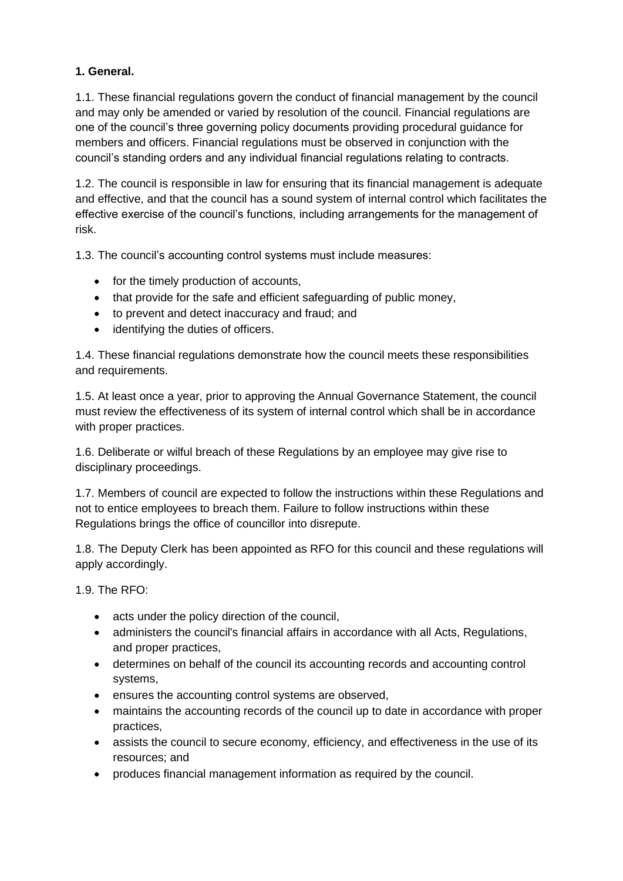**1. General.**

1.1. These financial regulations govern the conduct of financial management by the council and may only be amended or varied by resolution of the council. Financial regulations are one of the council's three governing policy documents providing procedural guidance for members and officers. Financial regulations must be observed in conjunction with the council's standing orders and any individual financial regulations relating to contracts.

1.2. The council is responsible in law for ensuring that its financial management is adequate and effective, and that the council has a sound system of internal control which facilitates the effective exercise of the council's functions, including arrangements for the management of risk.

1.3. The council's accounting control systems must include measures:

- for the timely production of accounts,
- that provide for the safe and efficient safeguarding of public money,
- to prevent and detect inaccuracy and fraud; and
- identifying the duties of officers.

1.4. These financial regulations demonstrate how the council meets these responsibilities and requirements.

1.5. At least once a year, prior to approving the Annual Governance Statement, the council must review the effectiveness of its system of internal control which shall be in accordance with proper practices.

1.6. Deliberate or wilful breach of these Regulations by an employee may give rise to disciplinary proceedings.

1.7. Members of council are expected to follow the instructions within these Regulations and not to entice employees to breach them. Failure to follow instructions within these Regulations brings the office of councillor into disrepute.

1.8. The Deputy Clerk has been appointed as RFO for this council and these regulations will apply accordingly.

1.9. The RFO:

- acts under the policy direction of the council,
- administers the council's financial affairs in accordance with all Acts, Regulations, and proper practices,
- determines on behalf of the council its accounting records and accounting control systems,
- ensures the accounting control systems are observed,
- maintains the accounting records of the council up to date in accordance with proper practices,
- assists the council to secure economy, efficiency, and effectiveness in the use of its resources; and
- produces financial management information as required by the council.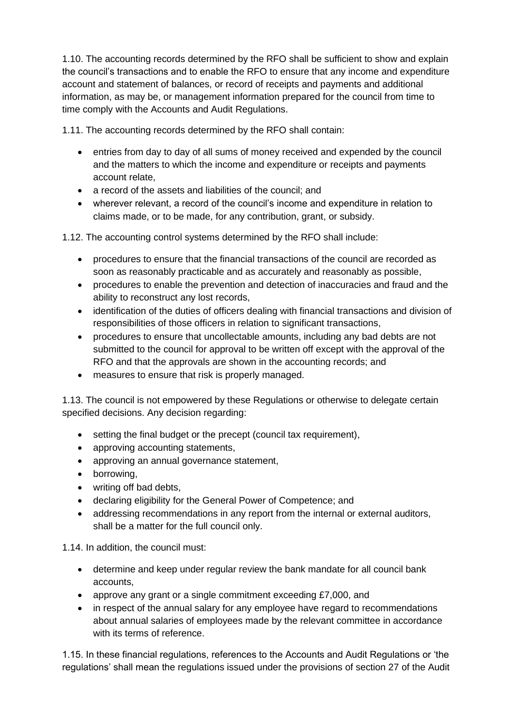1.10. The accounting records determined by the RFO shall be sufficient to show and explain the council's transactions and to enable the RFO to ensure that any income and expenditure account and statement of balances, or record of receipts and payments and additional information, as may be, or management information prepared for the council from time to time comply with the Accounts and Audit Regulations.

1.11. The accounting records determined by the RFO shall contain:

- entries from day to day of all sums of money received and expended by the council and the matters to which the income and expenditure or receipts and payments account relate,
- a record of the assets and liabilities of the council; and
- wherever relevant, a record of the council's income and expenditure in relation to claims made, or to be made, for any contribution, grant, or subsidy.

1.12. The accounting control systems determined by the RFO shall include:

- procedures to ensure that the financial transactions of the council are recorded as soon as reasonably practicable and as accurately and reasonably as possible,
- procedures to enable the prevention and detection of inaccuracies and fraud and the ability to reconstruct any lost records,
- identification of the duties of officers dealing with financial transactions and division of responsibilities of those officers in relation to significant transactions,
- procedures to ensure that uncollectable amounts, including any bad debts are not submitted to the council for approval to be written off except with the approval of the RFO and that the approvals are shown in the accounting records; and
- measures to ensure that risk is properly managed.

1.13. The council is not empowered by these Regulations or otherwise to delegate certain specified decisions. Any decision regarding:

- setting the final budget or the precept (council tax requirement),
- approving accounting statements,
- approving an annual governance statement,
- borrowing,
- writing off bad debts,
- declaring eligibility for the General Power of Competence; and
- addressing recommendations in any report from the internal or external auditors, shall be a matter for the full council only.

1.14. In addition, the council must:

- determine and keep under regular review the bank mandate for all council bank accounts,
- approve any grant or a single commitment exceeding £7,000, and
- in respect of the annual salary for any employee have regard to recommendations about annual salaries of employees made by the relevant committee in accordance with its terms of reference.

1.15. In these financial regulations, references to the Accounts and Audit Regulations or 'the regulations' shall mean the regulations issued under the provisions of section 27 of the Audit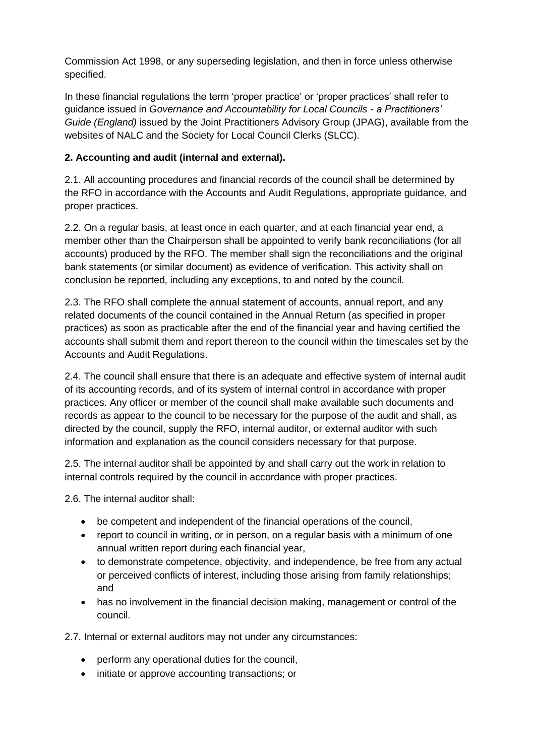Commission Act 1998, or any superseding legislation, and then in force unless otherwise specified.

In these financial regulations the term 'proper practice' or 'proper practices' shall refer to guidance issued in *Governance and Accountability for Local Councils - a Practitioners' Guide (England)* issued by the Joint Practitioners Advisory Group (JPAG), available from the websites of NALC and the Society for Local Council Clerks (SLCC).

**2. Accounting and audit (internal and external).**

2.1. All accounting procedures and financial records of the council shall be determined by the RFO in accordance with the Accounts and Audit Regulations, appropriate guidance, and proper practices.

2.2. On a regular basis, at least once in each quarter, and at each financial year end, a member other than the Chairperson shall be appointed to verify bank reconciliations (for all accounts) produced by the RFO. The member shall sign the reconciliations and the original bank statements (or similar document) as evidence of verification. This activity shall on conclusion be reported, including any exceptions, to and noted by the council.

2.3. The RFO shall complete the annual statement of accounts, annual report, and any related documents of the council contained in the Annual Return (as specified in proper practices) as soon as practicable after the end of the financial year and having certified the accounts shall submit them and report thereon to the council within the timescales set by the Accounts and Audit Regulations.

2.4. The council shall ensure that there is an adequate and effective system of internal audit of its accounting records, and of its system of internal control in accordance with proper practices. Any officer or member of the council shall make available such documents and records as appear to the council to be necessary for the purpose of the audit and shall, as directed by the council, supply the RFO, internal auditor, or external auditor with such information and explanation as the council considers necessary for that purpose.

2.5. The internal auditor shall be appointed by and shall carry out the work in relation to internal controls required by the council in accordance with proper practices.

2.6. The internal auditor shall:

- be competent and independent of the financial operations of the council,
- report to council in writing, or in person, on a regular basis with a minimum of one annual written report during each financial year,
- to demonstrate competence, objectivity, and independence, be free from any actual or perceived conflicts of interest, including those arising from family relationships; and
- has no involvement in the financial decision making, management or control of the council.

2.7. Internal or external auditors may not under any circumstances:

- perform any operational duties for the council,
- initiate or approve accounting transactions; or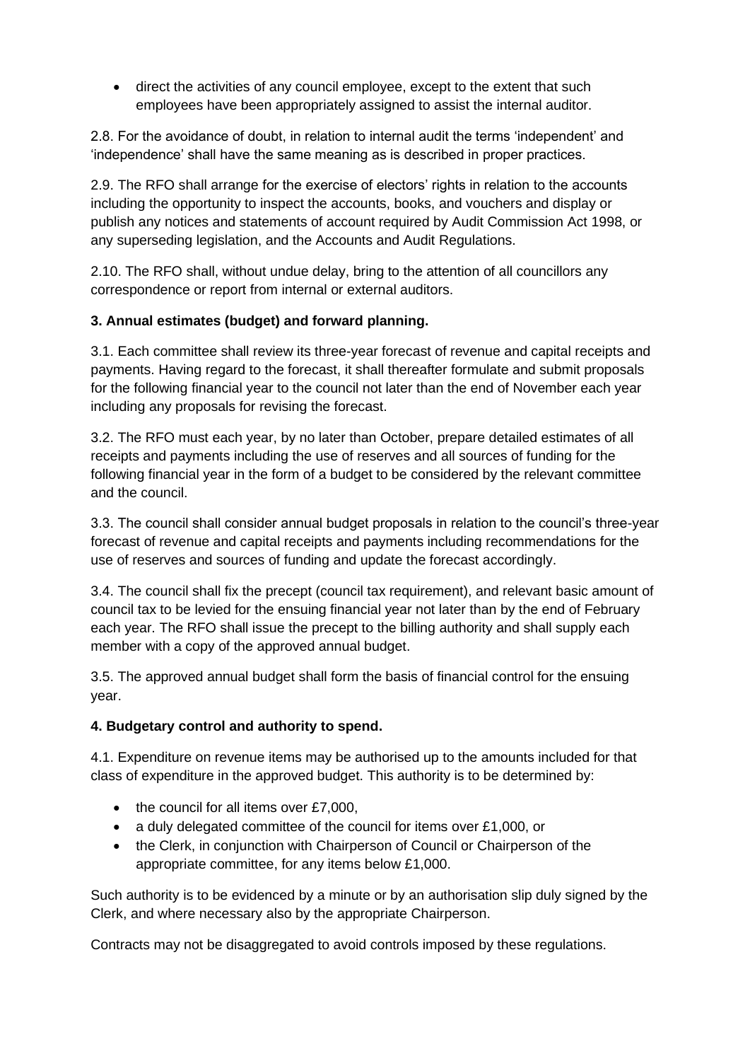- direct the activities of any council employee, except to the extent that such employees have been appropriately assigned to assist the internal auditor.

2.8. For the avoidance of doubt, in relation to internal audit the terms 'independent' and 'independence' shall have the same meaning as is described in proper practices.

2.9. The RFO shall arrange for the exercise of electors' rights in relation to the accounts including the opportunity to inspect the accounts, books, and vouchers and display or publish any notices and statements of account required by Audit Commission Act 1998, or any superseding legislation, and the Accounts and Audit Regulations.

2.10. The RFO shall, without undue delay, bring to the attention of all councillors any correspondence or report from internal or external auditors.

**3. Annual estimates (budget) and forward planning.**

3.1. Each committee shall review its three-year forecast of revenue and capital receipts and payments. Having regard to the forecast, it shall thereafter formulate and submit proposals for the following financial year to the council not later than the end of November each year including any proposals for revising the forecast.

3.2. The RFO must each year, by no later than October, prepare detailed estimates of all receipts and payments including the use of reserves and all sources of funding for the following financial year in the form of a budget to be considered by the relevant committee and the council.

3.3. The council shall consider annual budget proposals in relation to the council's three-year forecast of revenue and capital receipts and payments including recommendations for the use of reserves and sources of funding and update the forecast accordingly.

3.4. The council shall fix the precept (council tax requirement), and relevant basic amount of council tax to be levied for the ensuing financial year not later than by the end of February each year. The RFO shall issue the precept to the billing authority and shall supply each member with a copy of the approved annual budget.

3.5. The approved annual budget shall form the basis of financial control for the ensuing year.

**4. Budgetary control and authority to spend.**

4.1. Expenditure on revenue items may be authorised up to the amounts included for that class of expenditure in the approved budget. This authority is to be determined by:

- the council for all items over £7,000,
- a duly delegated committee of the council for items over £1,000, or
- the Clerk, in conjunction with Chairperson of Council or Chairperson of the appropriate committee, for any items below £1,000.

Such authority is to be evidenced by a minute or by an authorisation slip duly signed by the Clerk, and where necessary also by the appropriate Chairperson.

Contracts may not be disaggregated to avoid controls imposed by these regulations.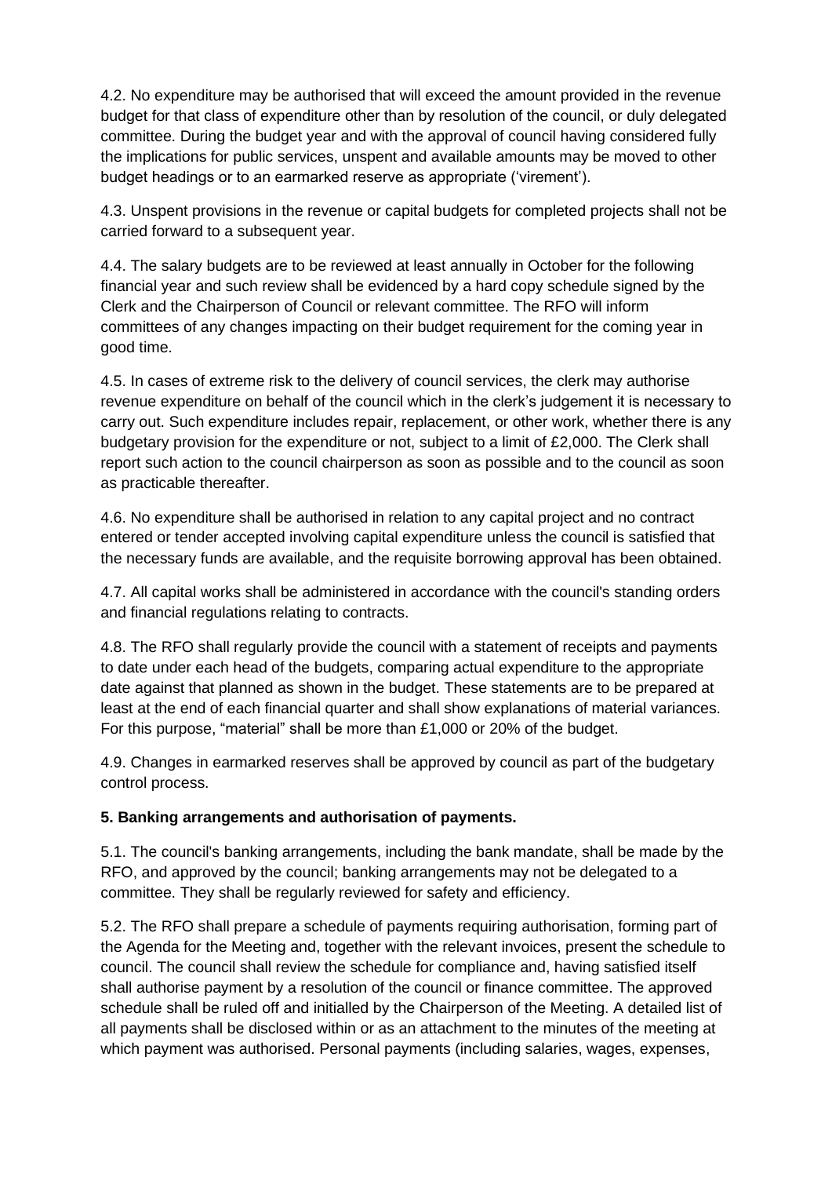4.2. No expenditure may be authorised that will exceed the amount provided in the revenue budget for that class of expenditure other than by resolution of the council, or duly delegated committee. During the budget year and with the approval of council having considered fully the implications for public services, unspent and available amounts may be moved to other budget headings or to an earmarked reserve as appropriate ('virement').

4.3. Unspent provisions in the revenue or capital budgets for completed projects shall not be carried forward to a subsequent year.

4.4. The salary budgets are to be reviewed at least annually in October for the following financial year and such review shall be evidenced by a hard copy schedule signed by the Clerk and the Chairperson of Council or relevant committee. The RFO will inform committees of any changes impacting on their budget requirement for the coming year in good time.

4.5. In cases of extreme risk to the delivery of council services, the clerk may authorise revenue expenditure on behalf of the council which in the clerk's judgement it is necessary to carry out. Such expenditure includes repair, replacement, or other work, whether there is any budgetary provision for the expenditure or not, subject to a limit of £2,000. The Clerk shall report such action to the council chairperson as soon as possible and to the council as soon as practicable thereafter.

4.6. No expenditure shall be authorised in relation to any capital project and no contract entered or tender accepted involving capital expenditure unless the council is satisfied that the necessary funds are available, and the requisite borrowing approval has been obtained.

4.7. All capital works shall be administered in accordance with the council's standing orders and financial regulations relating to contracts.

4.8. The RFO shall regularly provide the council with a statement of receipts and payments to date under each head of the budgets, comparing actual expenditure to the appropriate date against that planned as shown in the budget. These statements are to be prepared at least at the end of each financial quarter and shall show explanations of material variances. For this purpose, "material" shall be more than £1,000 or 20% of the budget.

4.9. Changes in earmarked reserves shall be approved by council as part of the budgetary control process.

**5. Banking arrangements and authorisation of payments.**

5.1. The council's banking arrangements, including the bank mandate, shall be made by the RFO, and approved by the council; banking arrangements may not be delegated to a committee. They shall be regularly reviewed for safety and efficiency.

5.2. The RFO shall prepare a schedule of payments requiring authorisation, forming part of the Agenda for the Meeting and, together with the relevant invoices, present the schedule to council. The council shall review the schedule for compliance and, having satisfied itself shall authorise payment by a resolution of the council or finance committee. The approved schedule shall be ruled off and initialled by the Chairperson of the Meeting. A detailed list of all payments shall be disclosed within or as an attachment to the minutes of the meeting at which payment was authorised. Personal payments (including salaries, wages, expenses,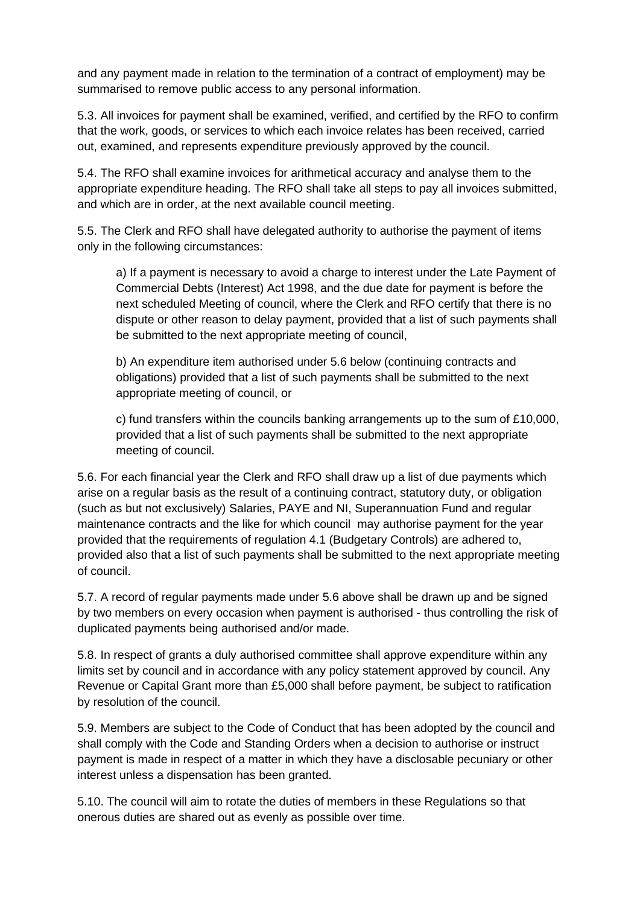and any payment made in relation to the termination of a contract of employment) may be summarised to remove public access to any personal information.

5.3. All invoices for payment shall be examined, verified, and certified by the RFO to confirm that the work, goods, or services to which each invoice relates has been received, carried out, examined, and represents expenditure previously approved by the council.

5.4. The RFO shall examine invoices for arithmetical accuracy and analyse them to the appropriate expenditure heading. The RFO shall take all steps to pay all invoices submitted, and which are in order, at the next available council meeting.

5.5. The Clerk and RFO shall have delegated authority to authorise the payment of items only in the following circumstances:

> a) If a payment is necessary to avoid a charge to interest under the Late Payment of Commercial Debts (Interest) Act 1998, and the due date for payment is before the next scheduled Meeting of council, where the Clerk and RFO certify that there is no dispute or other reason to delay payment, provided that a list of such payments shall be submitted to the next appropriate meeting of council,
>
> b) An expenditure item authorised under 5.6 below (continuing contracts and obligations) provided that a list of such payments shall be submitted to the next appropriate meeting of council, or
>
> c) fund transfers within the councils banking arrangements up to the sum of £10,000, provided that a list of such payments shall be submitted to the next appropriate meeting of council.

5.6. For each financial year the Clerk and RFO shall draw up a list of due payments which arise on a regular basis as the result of a continuing contract, statutory duty, or obligation (such as but not exclusively) Salaries, PAYE and NI, Superannuation Fund and regular maintenance contracts and the like for which council may authorise payment for the year provided that the requirements of regulation 4.1 (Budgetary Controls) are adhered to, provided also that a list of such payments shall be submitted to the next appropriate meeting of council.

5.7. A record of regular payments made under 5.6 above shall be drawn up and be signed by two members on every occasion when payment is authorised - thus controlling the risk of duplicated payments being authorised and/or made.

5.8. In respect of grants a duly authorised committee shall approve expenditure within any limits set by council and in accordance with any policy statement approved by council. Any Revenue or Capital Grant more than £5,000 shall before payment, be subject to ratification by resolution of the council.

5.9. Members are subject to the Code of Conduct that has been adopted by the council and shall comply with the Code and Standing Orders when a decision to authorise or instruct payment is made in respect of a matter in which they have a disclosable pecuniary or other interest unless a dispensation has been granted.

5.10. The council will aim to rotate the duties of members in these Regulations so that onerous duties are shared out as evenly as possible over time.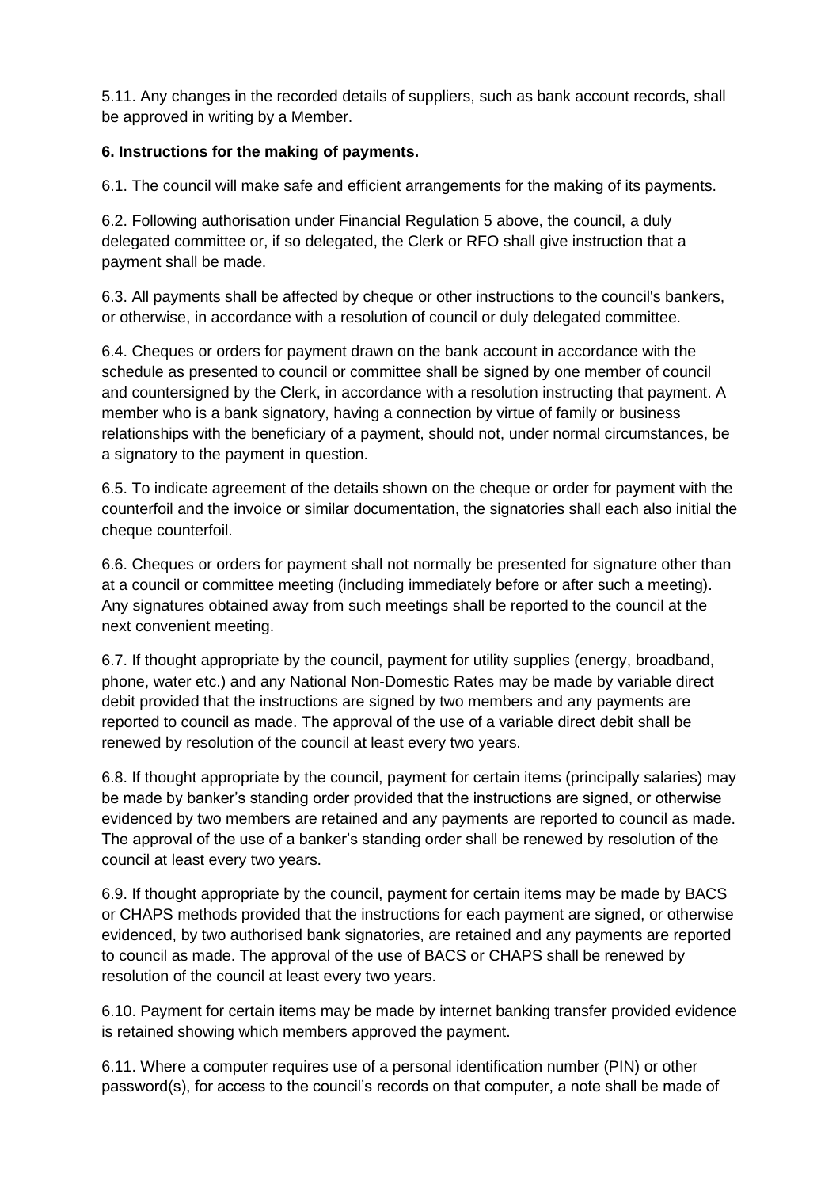5.11. Any changes in the recorded details of suppliers, such as bank account records, shall be approved in writing by a Member.

**6. Instructions for the making of payments.**

6.1. The council will make safe and efficient arrangements for the making of its payments.

6.2. Following authorisation under Financial Regulation 5 above, the council, a duly delegated committee or, if so delegated, the Clerk or RFO shall give instruction that a payment shall be made.

6.3. All payments shall be affected by cheque or other instructions to the council's bankers, or otherwise, in accordance with a resolution of council or duly delegated committee.

6.4. Cheques or orders for payment drawn on the bank account in accordance with the schedule as presented to council or committee shall be signed by one member of council and countersigned by the Clerk, in accordance with a resolution instructing that payment. A member who is a bank signatory, having a connection by virtue of family or business relationships with the beneficiary of a payment, should not, under normal circumstances, be a signatory to the payment in question.

6.5. To indicate agreement of the details shown on the cheque or order for payment with the counterfoil and the invoice or similar documentation, the signatories shall each also initial the cheque counterfoil.

6.6. Cheques or orders for payment shall not normally be presented for signature other than at a council or committee meeting (including immediately before or after such a meeting). Any signatures obtained away from such meetings shall be reported to the council at the next convenient meeting.

6.7. If thought appropriate by the council, payment for utility supplies (energy, broadband, phone, water etc.) and any National Non-Domestic Rates may be made by variable direct debit provided that the instructions are signed by two members and any payments are reported to council as made. The approval of the use of a variable direct debit shall be renewed by resolution of the council at least every two years.

6.8. If thought appropriate by the council, payment for certain items (principally salaries) may be made by banker's standing order provided that the instructions are signed, or otherwise evidenced by two members are retained and any payments are reported to council as made. The approval of the use of a banker's standing order shall be renewed by resolution of the council at least every two years.

6.9. If thought appropriate by the council, payment for certain items may be made by BACS or CHAPS methods provided that the instructions for each payment are signed, or otherwise evidenced, by two authorised bank signatories, are retained and any payments are reported to council as made. The approval of the use of BACS or CHAPS shall be renewed by resolution of the council at least every two years.

6.10. Payment for certain items may be made by internet banking transfer provided evidence is retained showing which members approved the payment.

6.11. Where a computer requires use of a personal identification number (PIN) or other password(s), for access to the council's records on that computer, a note shall be made of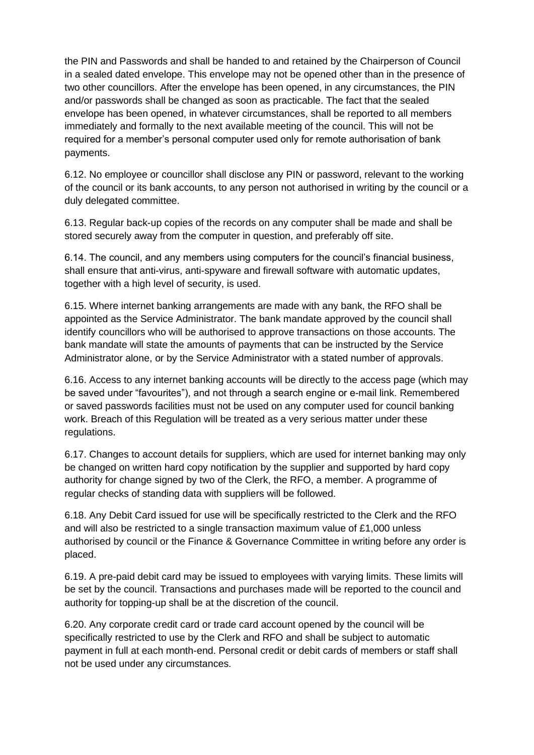the PIN and Passwords and shall be handed to and retained by the Chairperson of Council in a sealed dated envelope. This envelope may not be opened other than in the presence of two other councillors. After the envelope has been opened, in any circumstances, the PIN and/or passwords shall be changed as soon as practicable. The fact that the sealed envelope has been opened, in whatever circumstances, shall be reported to all members immediately and formally to the next available meeting of the council. This will not be required for a member's personal computer used only for remote authorisation of bank payments.

6.12. No employee or councillor shall disclose any PIN or password, relevant to the working of the council or its bank accounts, to any person not authorised in writing by the council or a duly delegated committee.

6.13. Regular back-up copies of the records on any computer shall be made and shall be stored securely away from the computer in question, and preferably off site.

6.14. The council, and any members using computers for the council's financial business, shall ensure that anti-virus, anti-spyware and firewall software with automatic updates, together with a high level of security, is used.

6.15. Where internet banking arrangements are made with any bank, the RFO shall be appointed as the Service Administrator. The bank mandate approved by the council shall identify councillors who will be authorised to approve transactions on those accounts. The bank mandate will state the amounts of payments that can be instructed by the Service Administrator alone, or by the Service Administrator with a stated number of approvals.

6.16. Access to any internet banking accounts will be directly to the access page (which may be saved under "favourites"), and not through a search engine or e-mail link. Remembered or saved passwords facilities must not be used on any computer used for council banking work. Breach of this Regulation will be treated as a very serious matter under these regulations.

6.17. Changes to account details for suppliers, which are used for internet banking may only be changed on written hard copy notification by the supplier and supported by hard copy authority for change signed by two of the Clerk, the RFO, a member. A programme of regular checks of standing data with suppliers will be followed.

6.18. Any Debit Card issued for use will be specifically restricted to the Clerk and the RFO and will also be restricted to a single transaction maximum value of £1,000 unless authorised by council or the Finance & Governance Committee in writing before any order is placed.

6.19. A pre-paid debit card may be issued to employees with varying limits. These limits will be set by the council. Transactions and purchases made will be reported to the council and authority for topping-up shall be at the discretion of the council.

6.20. Any corporate credit card or trade card account opened by the council will be specifically restricted to use by the Clerk and RFO and shall be subject to automatic payment in full at each month-end. Personal credit or debit cards of members or staff shall not be used under any circumstances.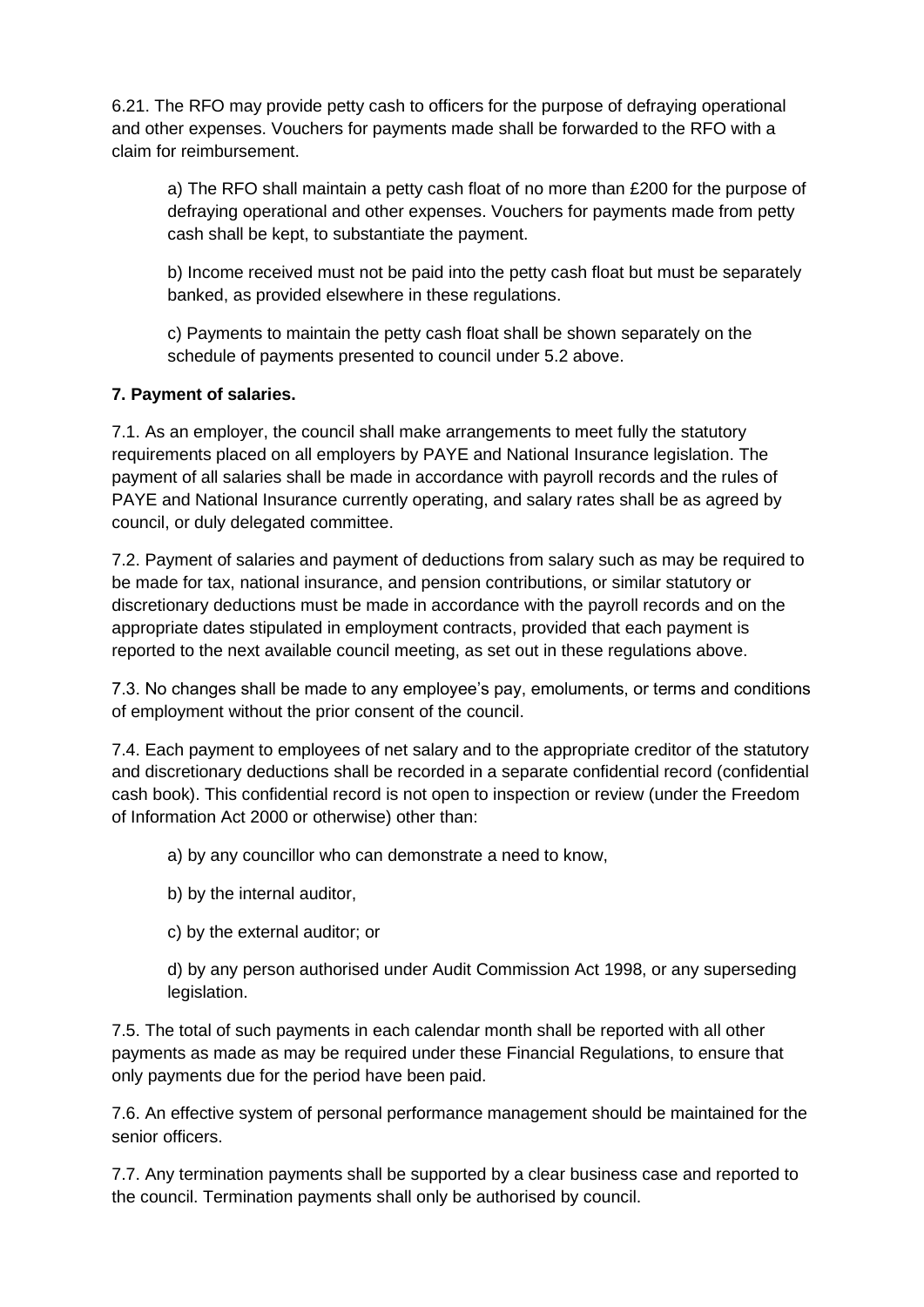6.21. The RFO may provide petty cash to officers for the purpose of defraying operational and other expenses. Vouchers for payments made shall be forwarded to the RFO with a claim for reimbursement.

a) The RFO shall maintain a petty cash float of no more than £200 for the purpose of defraying operational and other expenses. Vouchers for payments made from petty cash shall be kept, to substantiate the payment.

b) Income received must not be paid into the petty cash float but must be separately banked, as provided elsewhere in these regulations.

c) Payments to maintain the petty cash float shall be shown separately on the schedule of payments presented to council under 5.2 above.

**7. Payment of salaries.**

7.1. As an employer, the council shall make arrangements to meet fully the statutory requirements placed on all employers by PAYE and National Insurance legislation. The payment of all salaries shall be made in accordance with payroll records and the rules of PAYE and National Insurance currently operating, and salary rates shall be as agreed by council, or duly delegated committee.

7.2. Payment of salaries and payment of deductions from salary such as may be required to be made for tax, national insurance, and pension contributions, or similar statutory or discretionary deductions must be made in accordance with the payroll records and on the appropriate dates stipulated in employment contracts, provided that each payment is reported to the next available council meeting, as set out in these regulations above.

7.3. No changes shall be made to any employee's pay, emoluments, or terms and conditions of employment without the prior consent of the council.

7.4. Each payment to employees of net salary and to the appropriate creditor of the statutory and discretionary deductions shall be recorded in a separate confidential record (confidential cash book). This confidential record is not open to inspection or review (under the Freedom of Information Act 2000 or otherwise) other than:

a) by any councillor who can demonstrate a need to know,

b) by the internal auditor,

c) by the external auditor; or

d) by any person authorised under Audit Commission Act 1998, or any superseding legislation.

7.5. The total of such payments in each calendar month shall be reported with all other payments as made as may be required under these Financial Regulations, to ensure that only payments due for the period have been paid.

7.6. An effective system of personal performance management should be maintained for the senior officers.

7.7. Any termination payments shall be supported by a clear business case and reported to the council. Termination payments shall only be authorised by council.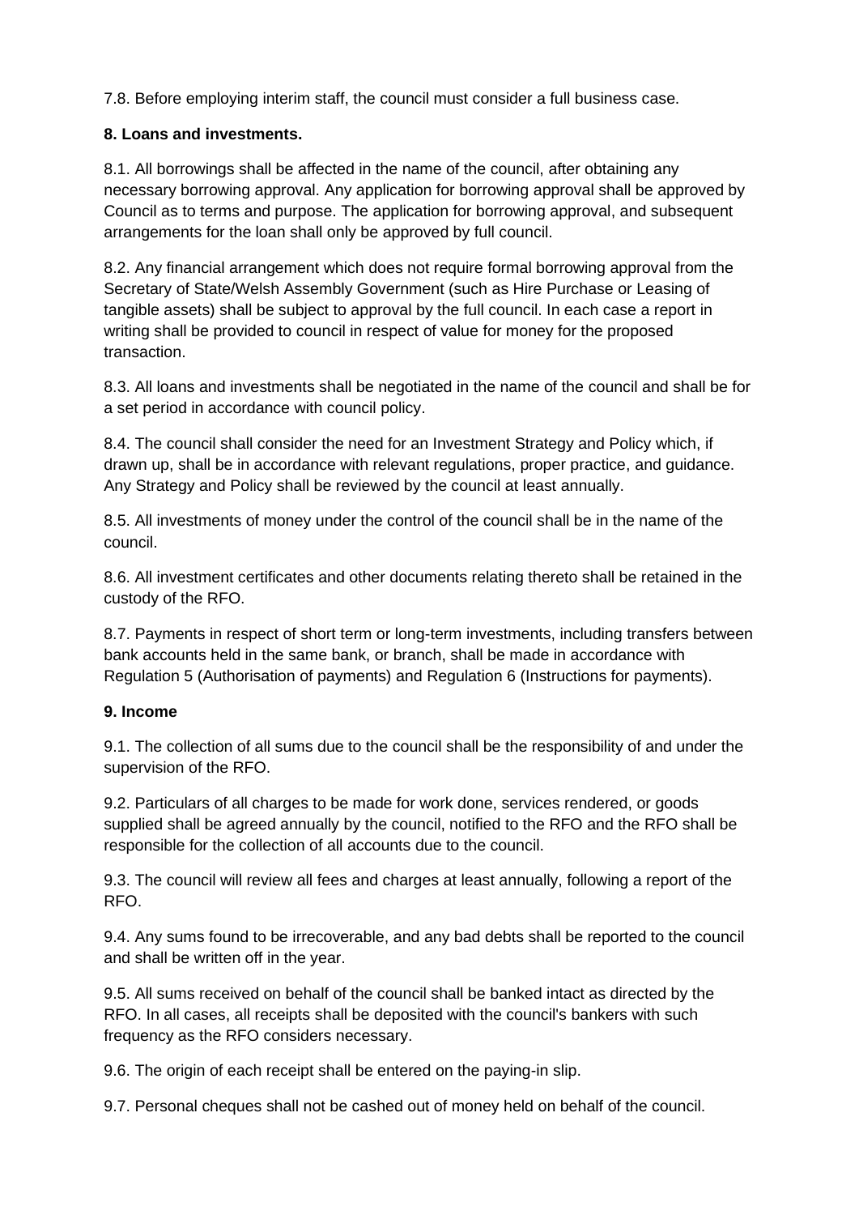7.8. Before employing interim staff, the council must consider a full business case.

**8. Loans and investments.**

8.1. All borrowings shall be affected in the name of the council, after obtaining any necessary borrowing approval. Any application for borrowing approval shall be approved by Council as to terms and purpose. The application for borrowing approval, and subsequent arrangements for the loan shall only be approved by full council.

8.2. Any financial arrangement which does not require formal borrowing approval from the Secretary of State/Welsh Assembly Government (such as Hire Purchase or Leasing of tangible assets) shall be subject to approval by the full council. In each case a report in writing shall be provided to council in respect of value for money for the proposed transaction.

8.3. All loans and investments shall be negotiated in the name of the council and shall be for a set period in accordance with council policy.

8.4. The council shall consider the need for an Investment Strategy and Policy which, if drawn up, shall be in accordance with relevant regulations, proper practice, and guidance. Any Strategy and Policy shall be reviewed by the council at least annually.

8.5. All investments of money under the control of the council shall be in the name of the council.

8.6. All investment certificates and other documents relating thereto shall be retained in the custody of the RFO.

8.7. Payments in respect of short term or long-term investments, including transfers between bank accounts held in the same bank, or branch, shall be made in accordance with Regulation 5 (Authorisation of payments) and Regulation 6 (Instructions for payments).

**9. Income**

9.1. The collection of all sums due to the council shall be the responsibility of and under the supervision of the RFO.

9.2. Particulars of all charges to be made for work done, services rendered, or goods supplied shall be agreed annually by the council, notified to the RFO and the RFO shall be responsible for the collection of all accounts due to the council.

9.3. The council will review all fees and charges at least annually, following a report of the RFO.

9.4. Any sums found to be irrecoverable, and any bad debts shall be reported to the council and shall be written off in the year.

9.5. All sums received on behalf of the council shall be banked intact as directed by the RFO. In all cases, all receipts shall be deposited with the council's bankers with such frequency as the RFO considers necessary.

9.6. The origin of each receipt shall be entered on the paying-in slip.

9.7. Personal cheques shall not be cashed out of money held on behalf of the council.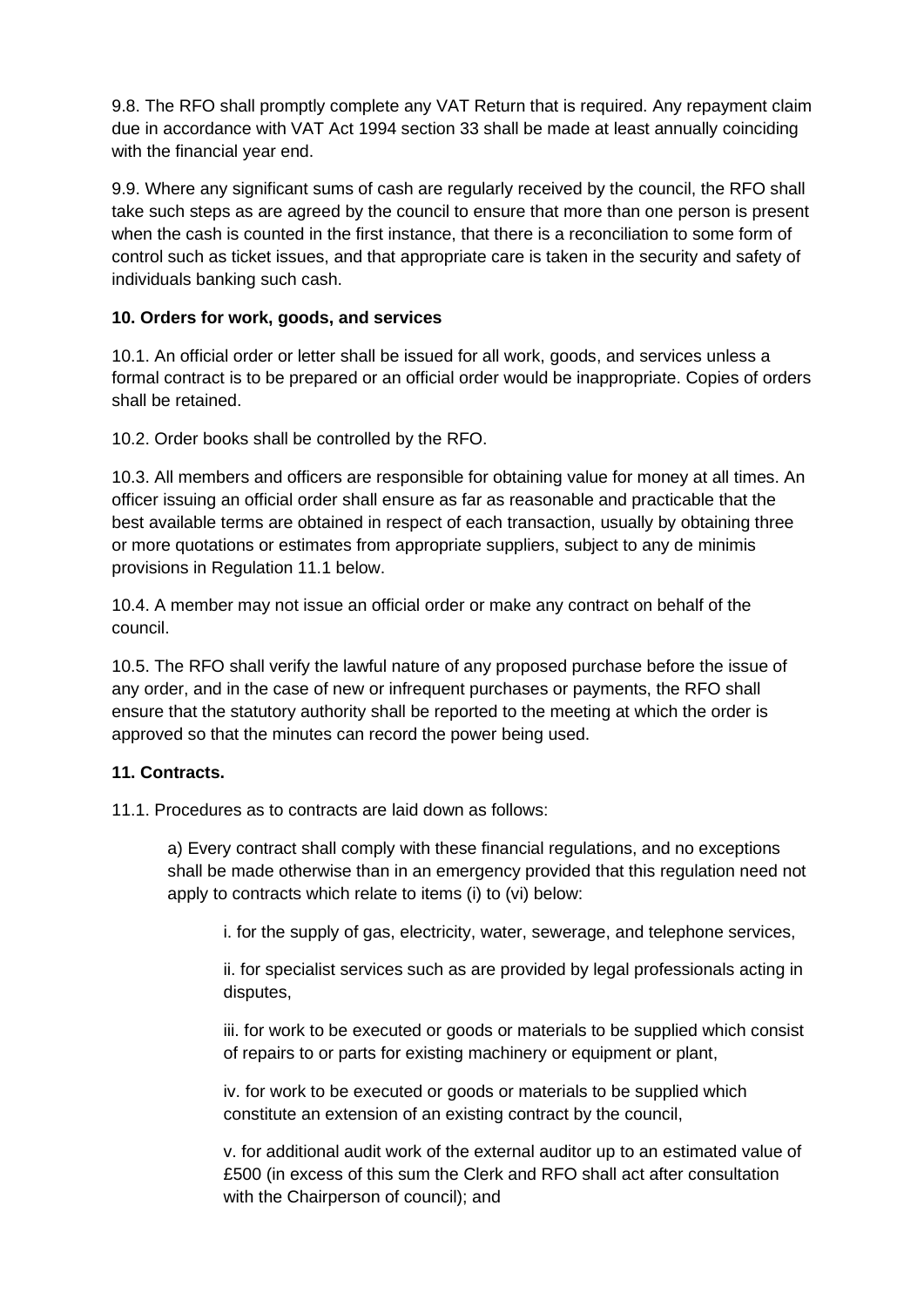9.8. The RFO shall promptly complete any VAT Return that is required. Any repayment claim due in accordance with VAT Act 1994 section 33 shall be made at least annually coinciding with the financial year end.

9.9. Where any significant sums of cash are regularly received by the council, the RFO shall take such steps as are agreed by the council to ensure that more than one person is present when the cash is counted in the first instance, that there is a reconciliation to some form of control such as ticket issues, and that appropriate care is taken in the security and safety of individuals banking such cash.

**10. Orders for work, goods, and services**

10.1. An official order or letter shall be issued for all work, goods, and services unless a formal contract is to be prepared or an official order would be inappropriate. Copies of orders shall be retained.

10.2. Order books shall be controlled by the RFO.

10.3. All members and officers are responsible for obtaining value for money at all times. An officer issuing an official order shall ensure as far as reasonable and practicable that the best available terms are obtained in respect of each transaction, usually by obtaining three or more quotations or estimates from appropriate suppliers, subject to any de minimis provisions in Regulation 11.1 below.

10.4. A member may not issue an official order or make any contract on behalf of the council.

10.5. The RFO shall verify the lawful nature of any proposed purchase before the issue of any order, and in the case of new or infrequent purchases or payments, the RFO shall ensure that the statutory authority shall be reported to the meeting at which the order is approved so that the minutes can record the power being used.

**11. Contracts.**

11.1. Procedures as to contracts are laid down as follows:

> a) Every contract shall comply with these financial regulations, and no exceptions shall be made otherwise than in an emergency provided that this regulation need not apply to contracts which relate to items (i) to (vi) below:
>
> > i. for the supply of gas, electricity, water, sewerage, and telephone services,
> >
> > ii. for specialist services such as are provided by legal professionals acting in disputes,
> >
> > iii. for work to be executed or goods or materials to be supplied which consist of repairs to or parts for existing machinery or equipment or plant,
> >
> > iv. for work to be executed or goods or materials to be supplied which constitute an extension of an existing contract by the council,
> >
> > v. for additional audit work of the external auditor up to an estimated value of £500 (in excess of this sum the Clerk and RFO shall act after consultation with the Chairperson of council); and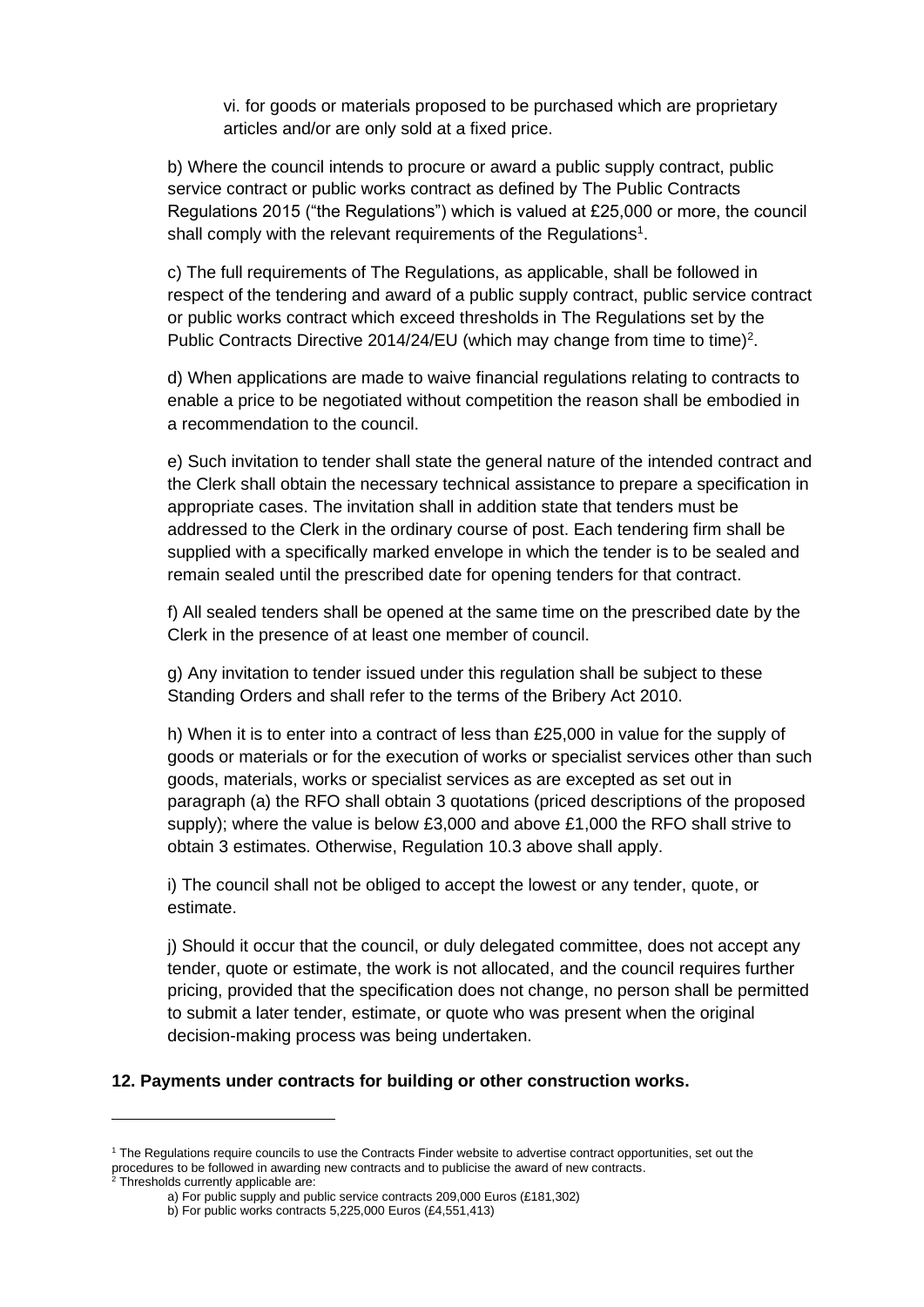vi. for goods or materials proposed to be purchased which are proprietary articles and/or are only sold at a fixed price.

b) Where the council intends to procure or award a public supply contract, public service contract or public works contract as defined by The Public Contracts Regulations 2015 ("the Regulations") which is valued at £25,000 or more, the council shall comply with the relevant requirements of the Regulations[1].

c) The full requirements of The Regulations, as applicable, shall be followed in respect of the tendering and award of a public supply contract, public service contract or public works contract which exceed thresholds in The Regulations set by the Public Contracts Directive 2014/24/EU (which may change from time to time)[2].

d) When applications are made to waive financial regulations relating to contracts to enable a price to be negotiated without competition the reason shall be embodied in a recommendation to the council.

e) Such invitation to tender shall state the general nature of the intended contract and the Clerk shall obtain the necessary technical assistance to prepare a specification in appropriate cases. The invitation shall in addition state that tenders must be addressed to the Clerk in the ordinary course of post. Each tendering firm shall be supplied with a specifically marked envelope in which the tender is to be sealed and remain sealed until the prescribed date for opening tenders for that contract.

f) All sealed tenders shall be opened at the same time on the prescribed date by the Clerk in the presence of at least one member of council.

g) Any invitation to tender issued under this regulation shall be subject to these Standing Orders and shall refer to the terms of the Bribery Act 2010.

h) When it is to enter into a contract of less than £25,000 in value for the supply of goods or materials or for the execution of works or specialist services other than such goods, materials, works or specialist services as are excepted as set out in paragraph (a) the RFO shall obtain 3 quotations (priced descriptions of the proposed supply); where the value is below £3,000 and above £1,000 the RFO shall strive to obtain 3 estimates. Otherwise, Regulation 10.3 above shall apply.

i) The council shall not be obliged to accept the lowest or any tender, quote, or estimate.

j) Should it occur that the council, or duly delegated committee, does not accept any tender, quote or estimate, the work is not allocated, and the council requires further pricing, provided that the specification does not change, no person shall be permitted to submit a later tender, estimate, or quote who was present when the original decision-making process was being undertaken.

**12. Payments under contracts for building or other construction works.**

---

[1] The Regulations require councils to use the Contracts Finder website to advertise contract opportunities, set out the procedures to be followed in awarding new contracts and to publicise the award of new contracts.

[2] Thresholds currently applicable are:

a) For public supply and public service contracts 209,000 Euros (£181,302)

b) For public works contracts 5,225,000 Euros (£4,551,413)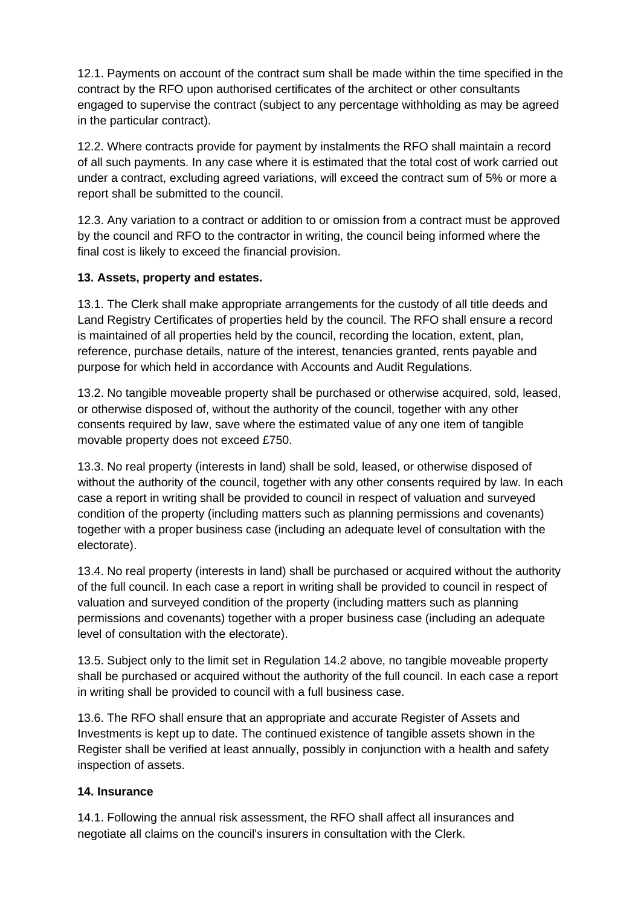12.1. Payments on account of the contract sum shall be made within the time specified in the contract by the RFO upon authorised certificates of the architect or other consultants engaged to supervise the contract (subject to any percentage withholding as may be agreed in the particular contract).

12.2. Where contracts provide for payment by instalments the RFO shall maintain a record of all such payments. In any case where it is estimated that the total cost of work carried out under a contract, excluding agreed variations, will exceed the contract sum of 5% or more a report shall be submitted to the council.

12.3. Any variation to a contract or addition to or omission from a contract must be approved by the council and RFO to the contractor in writing, the council being informed where the final cost is likely to exceed the financial provision.

**13. Assets, property and estates.**

13.1. The Clerk shall make appropriate arrangements for the custody of all title deeds and Land Registry Certificates of properties held by the council. The RFO shall ensure a record is maintained of all properties held by the council, recording the location, extent, plan, reference, purchase details, nature of the interest, tenancies granted, rents payable and purpose for which held in accordance with Accounts and Audit Regulations.

13.2. No tangible moveable property shall be purchased or otherwise acquired, sold, leased, or otherwise disposed of, without the authority of the council, together with any other consents required by law, save where the estimated value of any one item of tangible movable property does not exceed £750.

13.3. No real property (interests in land) shall be sold, leased, or otherwise disposed of without the authority of the council, together with any other consents required by law. In each case a report in writing shall be provided to council in respect of valuation and surveyed condition of the property (including matters such as planning permissions and covenants) together with a proper business case (including an adequate level of consultation with the electorate).

13.4. No real property (interests in land) shall be purchased or acquired without the authority of the full council. In each case a report in writing shall be provided to council in respect of valuation and surveyed condition of the property (including matters such as planning permissions and covenants) together with a proper business case (including an adequate level of consultation with the electorate).

13.5. Subject only to the limit set in Regulation 14.2 above, no tangible moveable property shall be purchased or acquired without the authority of the full council. In each case a report in writing shall be provided to council with a full business case.

13.6. The RFO shall ensure that an appropriate and accurate Register of Assets and Investments is kept up to date. The continued existence of tangible assets shown in the Register shall be verified at least annually, possibly in conjunction with a health and safety inspection of assets.

**14. Insurance**

14.1. Following the annual risk assessment, the RFO shall affect all insurances and negotiate all claims on the council's insurers in consultation with the Clerk.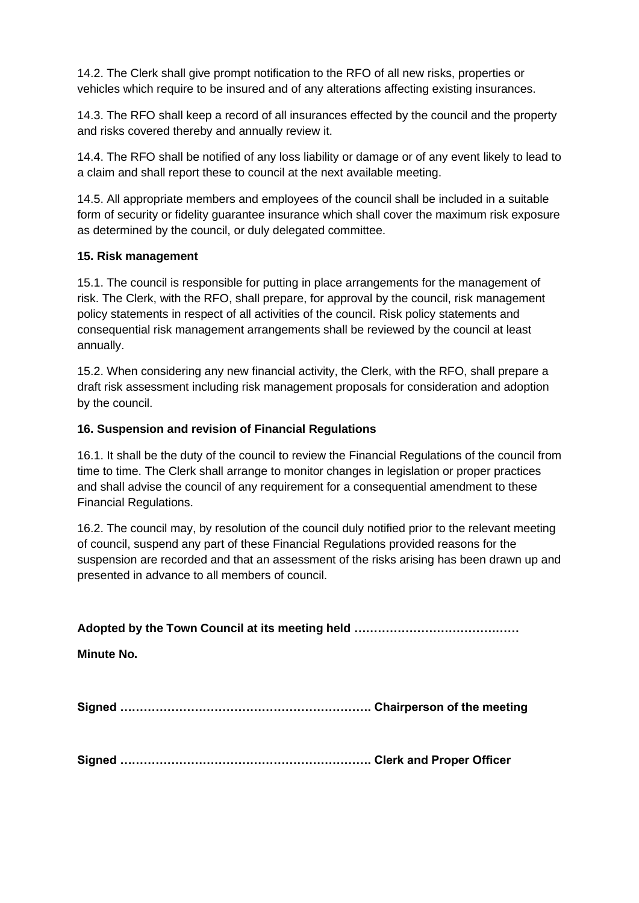14.2. The Clerk shall give prompt notification to the RFO of all new risks, properties or vehicles which require to be insured and of any alterations affecting existing insurances.

14.3. The RFO shall keep a record of all insurances effected by the council and the property and risks covered thereby and annually review it.

14.4. The RFO shall be notified of any loss liability or damage or of any event likely to lead to a claim and shall report these to council at the next available meeting.

14.5. All appropriate members and employees of the council shall be included in a suitable form of security or fidelity guarantee insurance which shall cover the maximum risk exposure as determined by the council, or duly delegated committee.

**15. Risk management**

15.1. The council is responsible for putting in place arrangements for the management of risk. The Clerk, with the RFO, shall prepare, for approval by the council, risk management policy statements in respect of all activities of the council. Risk policy statements and consequential risk management arrangements shall be reviewed by the council at least annually.

15.2. When considering any new financial activity, the Clerk, with the RFO, shall prepare a draft risk assessment including risk management proposals for consideration and adoption by the council.

**16. Suspension and revision of Financial Regulations**

16.1. It shall be the duty of the council to review the Financial Regulations of the council from time to time. The Clerk shall arrange to monitor changes in legislation or proper practices and shall advise the council of any requirement for a consequential amendment to these Financial Regulations.

16.2. The council may, by resolution of the council duly notified prior to the relevant meeting of council, suspend any part of these Financial Regulations provided reasons for the suspension are recorded and that an assessment of the risks arising has been drawn up and presented in advance to all members of council.

**Adopted by the Town Council at its meeting held ……………………………………**

**Minute No.**

**Signed ………………………………………………………. Chairperson of the meeting**

**Signed ………………………………………………………. Clerk and Proper Officer**